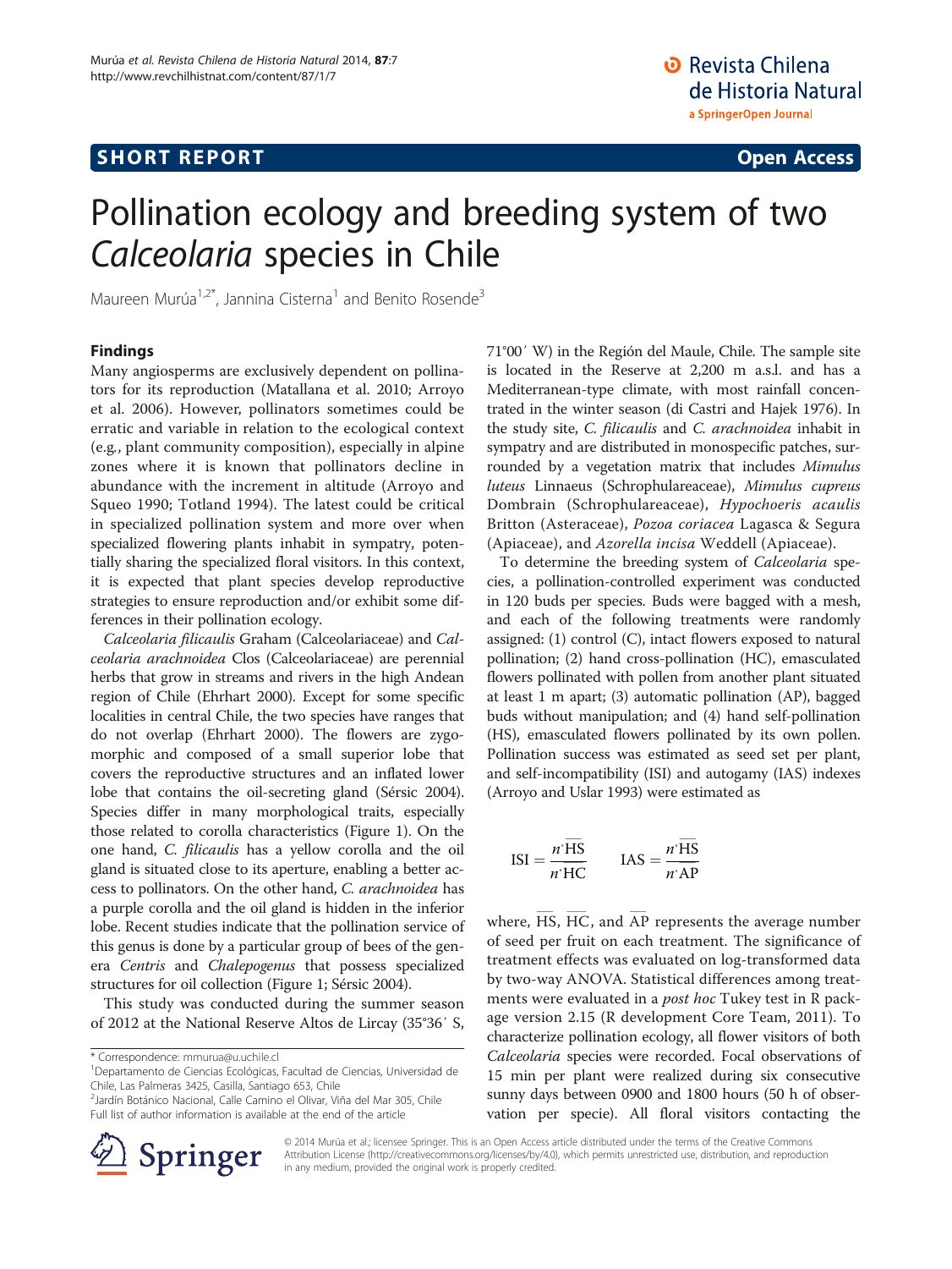SHORT REPORT

Open Access

# Pollination ecology and breeding system of two *Calceolaria* species in Chile

Maureen Murúa[1,2*], Jannina Cisterna[1] and Benito Rosende[3]

## Findings

Many angiosperms are exclusively dependent on pollinators for its reproduction (Matallana et al. 2010; Arroyo et al. 2006). However, pollinators sometimes could be erratic and variable in relation to the ecological context (e.g., plant community composition), especially in alpine zones where it is known that pollinators decline in abundance with the increment in altitude (Arroyo and Squeo 1990; Totland 1994). The latest could be critical in specialized pollination system and more over when specialized flowering plants inhabit in sympatry, potentially sharing the specialized floral visitors. In this context, it is expected that plant species develop reproductive strategies to ensure reproduction and/or exhibit some differences in their pollination ecology.

*Calceolaria filicaulis* Graham (Calceolariaceae) and *Calceolaria arachnoidea* Clos (Calceolariaceae) are perennial herbs that grow in streams and rivers in the high Andean region of Chile (Ehrhart 2000). Except for some specific localities in central Chile, the two species have ranges that do not overlap (Ehrhart 2000). The flowers are zygomorphic and composed of a small superior lobe that covers the reproductive structures and an inflated lower lobe that contains the oil-secreting gland (Sérsic 2004). Species differ in many morphological traits, especially those related to corolla characteristics (Figure 1). On the one hand, *C. filicaulis* has a yellow corolla and the oil gland is situated close to its aperture, enabling a better access to pollinators. On the other hand, *C. arachnoidea* has a purple corolla and the oil gland is hidden in the inferior lobe. Recent studies indicate that the pollination service of this genus is done by a particular group of bees of the genera *Centris* and *Chalepogenus* that possess specialized structures for oil collection (Figure 1; Sérsic 2004).

This study was conducted during the summer season of 2012 at the National Reserve Altos de Lircay (35°36′ S, 71°00′ W) in the Región del Maule, Chile. The sample site is located in the Reserve at 2,200 m a.s.l. and has a Mediterranean-type climate, with most rainfall concentrated in the winter season (di Castri and Hajek 1976). In the study site, *C. filicaulis* and *C. arachnoidea* inhabit in sympatry and are distributed in monospecific patches, surrounded by a vegetation matrix that includes *Mimulus luteus* Linnaeus (Schrophulareaceae), *Mimulus cupreus* Dombrain (Schrophulareaceae), *Hypochoeris acaulis* Britton (Asteraceae), *Pozoa coriacea* Lagasca & Segura (Apiaceae), and *Azorella incisa* Weddell (Apiaceae).

To determine the breeding system of *Calceolaria* species, a pollination-controlled experiment was conducted in 120 buds per species. Buds were bagged with a mesh, and each of the following treatments were randomly assigned: (1) control (C), intact flowers exposed to natural pollination; (2) hand cross-pollination (HC), emasculated flowers pollinated with pollen from another plant situated at least 1 m apart; (3) automatic pollination (AP), bagged buds without manipulation; and (4) hand self-pollination (HS), emasculated flowers pollinated by its own pollen. Pollination success was estimated as seed set per plant, and self-incompatibility (ISI) and autogamy (IAS) indexes (Arroyo and Uslar 1993) were estimated as

$$\text{ISI} = \frac{n^{\circ}\overline{\text{HS}}}{n^{\circ}\overline{\text{HC}}} \qquad \text{IAS} = \frac{n^{\circ}\overline{\text{HS}}}{n^{\circ}\overline{\text{AP}}}$$

where, $\overline{\text{HS}}$, $\overline{\text{HC}}$, and $\overline{\text{AP}}$ represents the average number of seed per fruit on each treatment. The significance of treatment effects was evaluated on log-transformed data by two-way ANOVA. Statistical differences among treatments were evaluated in a *post hoc* Tukey test in R package version 2.15 (R development Core Team, 2011). To characterize pollination ecology, all flower visitors of both *Calceolaria* species were recorded. Focal observations of 15 min per plant were realized during six consecutive sunny days between 0900 and 1800 hours (50 h of observation per specie). All floral visitors contacting the

\* Correspondence: mmurua@u.uchile.cl
[1]Departamento de Ciencias Ecológicas, Facultad de Ciencias, Universidad de Chile, Las Palmeras 3425, Casilla, Santiago 653, Chile
[2]Jardín Botánico Nacional, Calle Camino el Olivar, Viña del Mar 305, Chile
Full list of author information is available at the end of the article

© 2014 Murúa et al.; licensee Springer. This is an Open Access article distributed under the terms of the Creative Commons Attribution License (http://creativecommons.org/licenses/by/4.0), which permits unrestricted use, distribution, and reproduction in any medium, provided the original work is properly credited.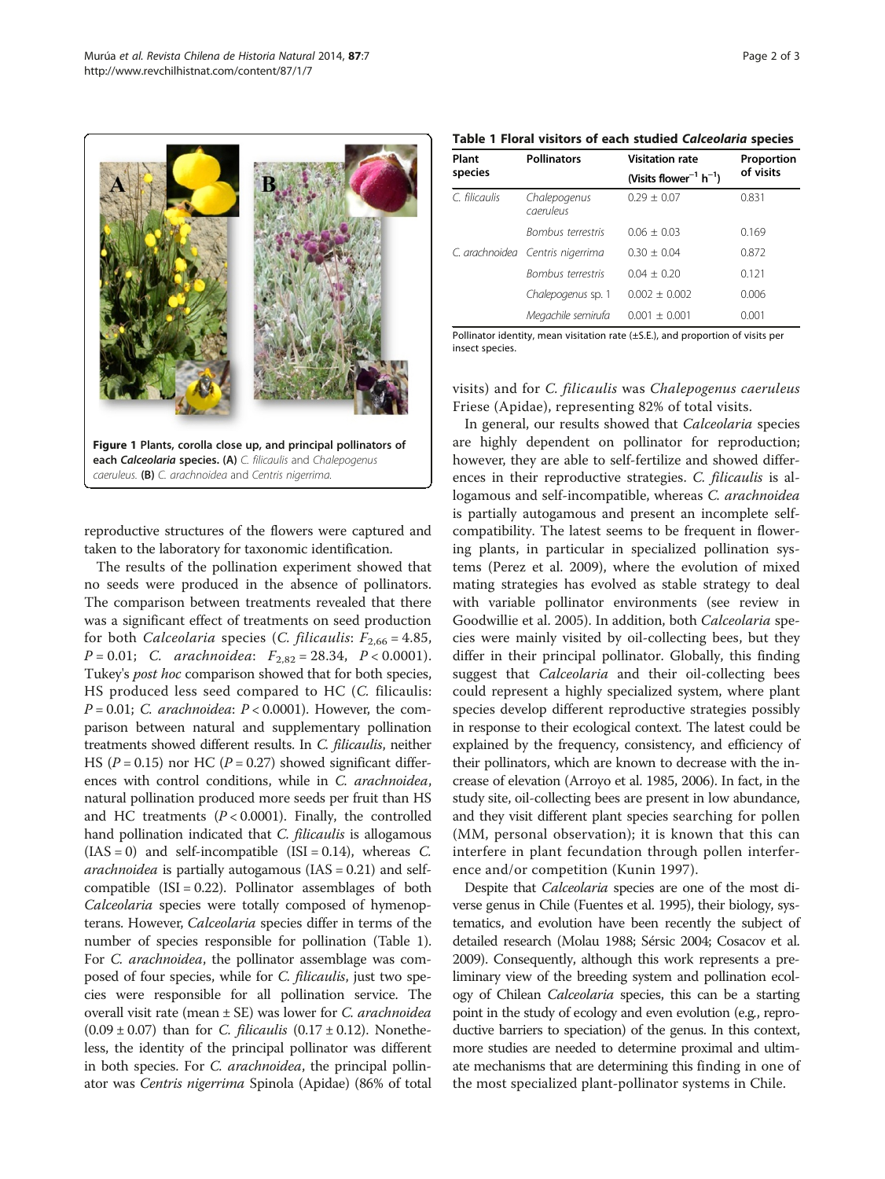Figure 1 Plants, corolla close up, and principal pollinators of each *Calceolaria* species. (A) *C. filicaulis* and *Chalepogenus caeruleus*. (B) *C. arachnoidea* and *Centris nigerrima*.

reproductive structures of the flowers were captured and taken to the laboratory for taxonomic identification.

The results of the pollination experiment showed that no seeds were produced in the absence of pollinators. The comparison between treatments revealed that there was a significant effect of treatments on seed production for both *Calceolaria* species (*C. filicaulis*: $F_{2,66} = 4.85$, $P = 0.01$; *C. arachnoidea*: $F_{2,82} = 28.34$, $P < 0.0001$). Tukey's *post hoc* comparison showed that for both species, HS produced less seed compared to HC (*C.* filicaulis: $P = 0.01$; *C. arachnoidea*: $P < 0.0001$). However, the comparison between natural and supplementary pollination treatments showed different results. In *C. filicaulis*, neither HS ($P = 0.15$) nor HC ($P = 0.27$) showed significant differences with control conditions, while in *C. arachnoidea*, natural pollination produced more seeds per fruit than HS and HC treatments ($P < 0.0001$). Finally, the controlled hand pollination indicated that *C. filicaulis* is allogamous (IAS = 0) and self-incompatible (ISI = 0.14), whereas *C. arachnoidea* is partially autogamous (IAS = 0.21) and self-compatible (ISI = 0.22). Pollinator assemblages of both *Calceolaria* species were totally composed of hymenopterans. However, *Calceolaria* species differ in terms of the number of species responsible for pollination (Table 1). For *C. arachnoidea*, the pollinator assemblage was composed of four species, while for *C. filicaulis*, just two species were responsible for all pollination service. The overall visit rate (mean ± SE) was lower for *C. arachnoidea* (0.09 ± 0.07) than for *C. filicaulis* (0.17 ± 0.12). Nonetheless, the identity of the principal pollinator was different in both species. For *C. arachnoidea*, the principal pollinator was *Centris nigerrima* Spinola (Apidae) (86% of total visits) and for *C. filicaulis* was *Chalepogenus caeruleus* Friese (Apidae), representing 82% of total visits.

**Table 1 Floral visitors of each studied *Calceolaria* species**

| Plant species | Pollinators | Visitation rate (Visits flower$^{-1}$ h$^{-1}$) | Proportion of visits |
|---|---|---|---|
| *C. filicaulis* | *Chalepogenus caeruleus* | 0.29 ± 0.07 | 0.831 |
| | *Bombus terrestris* | 0.06 ± 0.03 | 0.169 |
| *C. arachnoidea* | *Centris nigerrima* | 0.30 ± 0.04 | 0.872 |
| | *Bombus terrestris* | 0.04 ± 0.20 | 0.121 |
| | *Chalepogenus* sp. 1 | 0.002 ± 0.002 | 0.006 |
| | *Megachile semirufa* | 0.001 ± 0.001 | 0.001 |

Pollinator identity, mean visitation rate (±S.E.), and proportion of visits per insect species.

In general, our results showed that *Calceolaria* species are highly dependent on pollinator for reproduction; however, they are able to self-fertilize and showed differences in their reproductive strategies. *C. filicaulis* is allogamous and self-incompatible, whereas *C. arachnoidea* is partially autogamous and present an incomplete self-compatibility. The latest seems to be frequent in flowering plants, in particular in specialized pollination systems (Perez et al. 2009), where the evolution of mixed mating strategies has evolved as stable strategy to deal with variable pollinator environments (see review in Goodwillie et al. 2005). In addition, both *Calceolaria* species were mainly visited by oil-collecting bees, but they differ in their principal pollinator. Globally, this finding suggest that *Calceolaria* and their oil-collecting bees could represent a highly specialized system, where plant species develop different reproductive strategies possibly in response to their ecological context. The latest could be explained by the frequency, consistency, and efficiency of their pollinators, which are known to decrease with the increase of elevation (Arroyo et al. 1985, 2006). In fact, in the study site, oil-collecting bees are present in low abundance, and they visit different plant species searching for pollen (MM, personal observation); it is known that this can interfere in plant fecundation through pollen interference and/or competition (Kunin 1997).

Despite that *Calceolaria* species are one of the most diverse genus in Chile (Fuentes et al. 1995), their biology, systematics, and evolution have been recently the subject of detailed research (Molau 1988; Sérsic 2004; Cosacov et al. 2009). Consequently, although this work represents a preliminary view of the breeding system and pollination ecology of Chilean *Calceolaria* species, this can be a starting point in the study of ecology and even evolution (e.g., reproductive barriers to speciation) of the genus. In this context, more studies are needed to determine proximal and ultimate mechanisms that are determining this finding in one of the most specialized plant-pollinator systems in Chile.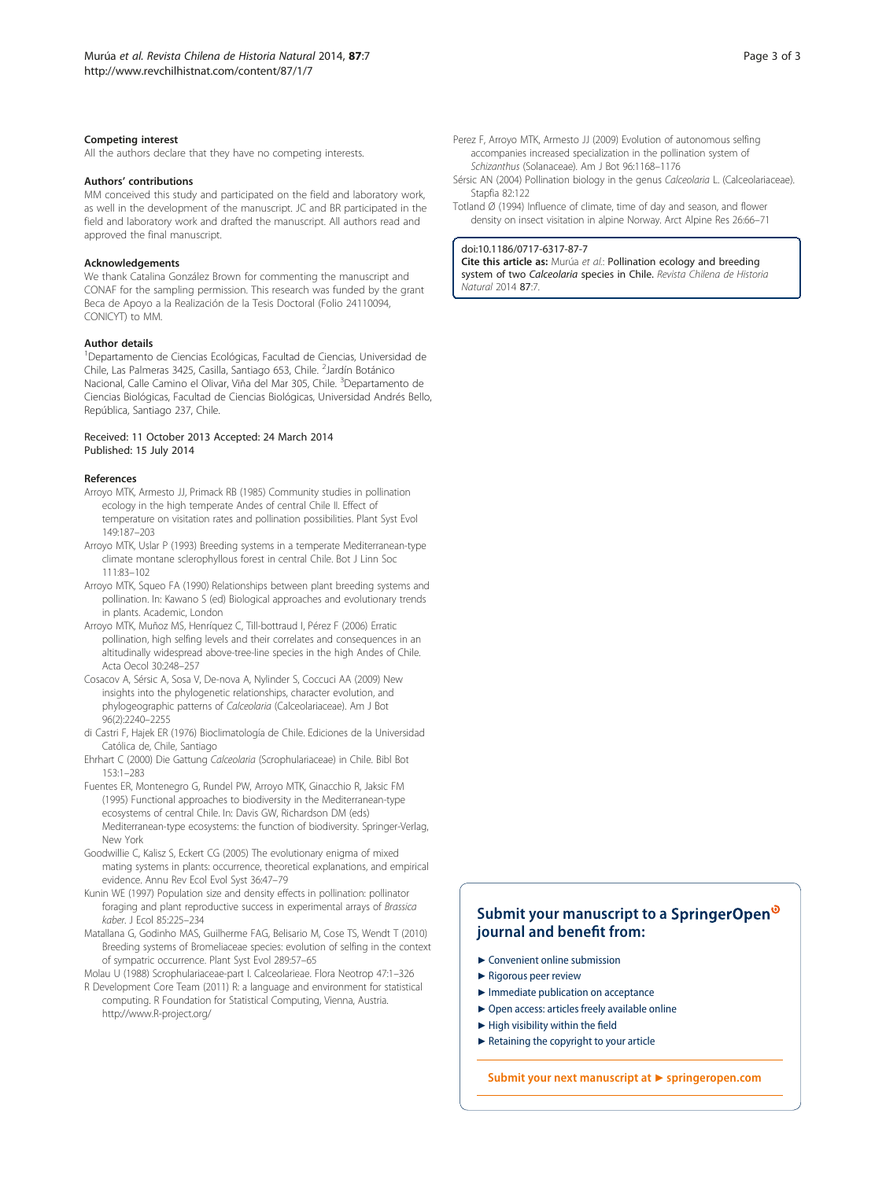### Competing interest

All the authors declare that they have no competing interests.

### Authors' contributions

MM conceived this study and participated on the field and laboratory work, as well in the development of the manuscript. JC and BR participated in the field and laboratory work and drafted the manuscript. All authors read and approved the final manuscript.

### Acknowledgements

We thank Catalina González Brown for commenting the manuscript and CONAF for the sampling permission. This research was funded by the grant Beca de Apoyo a la Realización de la Tesis Doctoral (Folio 24110094, CONICYT) to MM.

### Author details

[1]Departamento de Ciencias Ecológicas, Facultad de Ciencias, Universidad de Chile, Las Palmeras 3425, Casilla, Santiago 653, Chile. [2]Jardín Botánico Nacional, Calle Camino el Olivar, Viña del Mar 305, Chile. [3]Departamento de Ciencias Biológicas, Facultad de Ciencias Biológicas, Universidad Andrés Bello, República, Santiago 237, Chile.

Received: 11 October 2013 Accepted: 24 March 2014
Published: 15 July 2014

### References

- Arroyo MTK, Armesto JJ, Primack RB (1985) Community studies in pollination ecology in the high temperate Andes of central Chile II. Effect of temperature on visitation rates and pollination possibilities. Plant Syst Evol 149:187–203
- Arroyo MTK, Uslar P (1993) Breeding systems in a temperate Mediterranean-type climate montane sclerophyllous forest in central Chile. Bot J Linn Soc 111:83–102
- Arroyo MTK, Squeo FA (1990) Relationships between plant breeding systems and pollination. In: Kawano S (ed) Biological approaches and evolutionary trends in plants. Academic, London
- Arroyo MTK, Muñoz MS, Henríquez C, Till-bottraud I, Pérez F (2006) Erratic pollination, high selfing levels and their correlates and consequences in an altitudinally widespread above-tree-line species in the high Andes of Chile. Acta Oecol 30:248–257
- Cosacov A, Sérsic A, Sosa V, De-nova A, Nylinder S, Coccuci AA (2009) New insights into the phylogenetic relationships, character evolution, and phylogeographic patterns of *Calceolaria* (Calceolariaceae). Am J Bot 96(2):2240–2255
- di Castri F, Hajek ER (1976) Bioclimatología de Chile. Ediciones de la Universidad Católica de, Chile, Santiago
- Ehrhart C (2000) Die Gattung *Calceolaria* (Scrophulariaceae) in Chile. Bibl Bot 153:1–283
- Fuentes ER, Montenegro G, Rundel PW, Arroyo MTK, Ginacchio R, Jaksic FM (1995) Functional approaches to biodiversity in the Mediterranean-type ecosystems of central Chile. In: Davis GW, Richardson DM (eds) Mediterranean-type ecosystems: the function of biodiversity. Springer-Verlag, New York
- Goodwillie C, Kalisz S, Eckert CG (2005) The evolutionary enigma of mixed mating systems in plants: occurrence, theoretical explanations, and empirical evidence. Annu Rev Ecol Evol Syst 36:47–79
- Kunin WE (1997) Population size and density effects in pollination: pollinator foraging and plant reproductive success in experimental arrays of *Brassica kaber*. J Ecol 85:225–234
- Matallana G, Godinho MAS, Guilherme FAG, Belisario M, Cose TS, Wendt T (2010) Breeding systems of Bromeliaceae species: evolution of selfing in the context of sympatric occurrence. Plant Syst Evol 289:57–65
- Molau U (1988) Scrophulariaceae-part I. Calceolarieae. Flora Neotrop 47:1–326
- R Development Core Team (2011) R: a language and environment for statistical computing. R Foundation for Statistical Computing, Vienna, Austria. http://www.R-project.org/
- Perez F, Arroyo MTK, Armesto JJ (2009) Evolution of autonomous selfing accompanies increased specialization in the pollination system of *Schizanthus* (Solanaceae). Am J Bot 96:1168–1176
- Sérsic AN (2004) Pollination biology in the genus *Calceolaria* L. (Calceolariaceae). Stapfia 82:122
- Totland Ø (1994) Influence of climate, time of day and season, and flower density on insect visitation in alpine Norway. Arct Alpine Res 26:66–71

doi:10.1186/0717-6317-87-7
**Cite this article as:** Murúa *et al.*: Pollination ecology and breeding system of two *Calceolaria* species in Chile. *Revista Chilena de Historia Natural* 2014 **87**:7.

**Submit your manuscript to a SpringerOpen journal and benefit from:**

- ► Convenient online submission
- ► Rigorous peer review
- ► Immediate publication on acceptance
- ► Open access: articles freely available online
- ► High visibility within the field
- ► Retaining the copyright to your article

**Submit your next manuscript at ► springeropen.com**